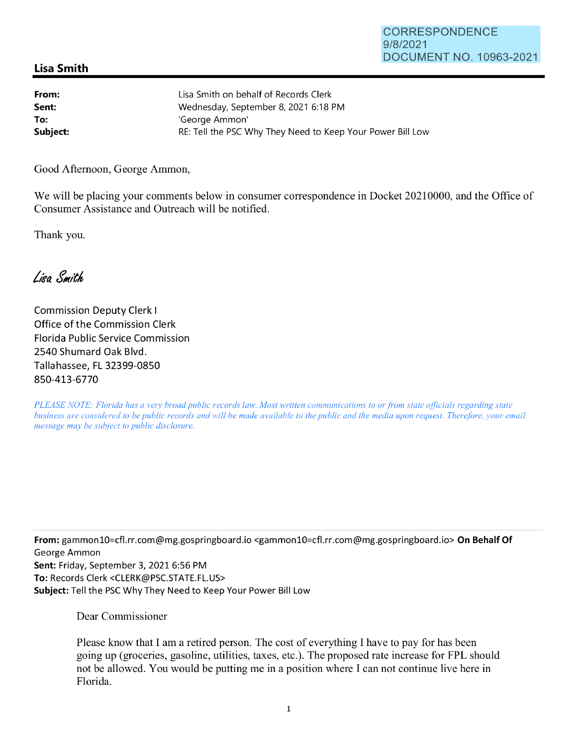CORRESPONDENCE
9/8/2021
DOCUMENT NO. 10963-2021

## Lisa Smith

| | |
|---|---|
| **From:** | Lisa Smith on behalf of Records Clerk |
| **Sent:** | Wednesday, September 8, 2021 6:18 PM |
| **To:** | 'George Ammon' |
| **Subject:** | RE: Tell the PSC Why They Need to Keep Your Power Bill Low |

Good Afternoon, George Ammon,

We will be placing your comments below in consumer correspondence in Docket 20210000, and the Office of Consumer Assistance and Outreach will be notified.

Thank you.

*Lisa Smith*

Commission Deputy Clerk I
Office of the Commission Clerk
Florida Public Service Commission
2540 Shumard Oak Blvd.
Tallahassee, FL 32399-0850
850-413-6770

*PLEASE NOTE: Florida has a very broad public records law. Most written communications to or from state officials regarding state business are considered to be public records and will be made available to the public and the media upon request. Therefore, your email message may be subject to public disclosure.*

---

**From:** gammon10=cfl.rr.com@mg.gospringboard.io <gammon10=cfl.rr.com@mg.gospringboard.io> **On Behalf Of** George Ammon
**Sent:** Friday, September 3, 2021 6:56 PM
**To:** Records Clerk <CLERK@PSC.STATE.FL.US>
**Subject:** Tell the PSC Why They Need to Keep Your Power Bill Low

Dear Commissioner

Please know that I am a retired person. The cost of everything I have to pay for has been going up (groceries, gasoline, utilities, taxes, etc.). The proposed rate increase for FPL should not be allowed. You would be putting me in a position where I can not continue live here in Florida.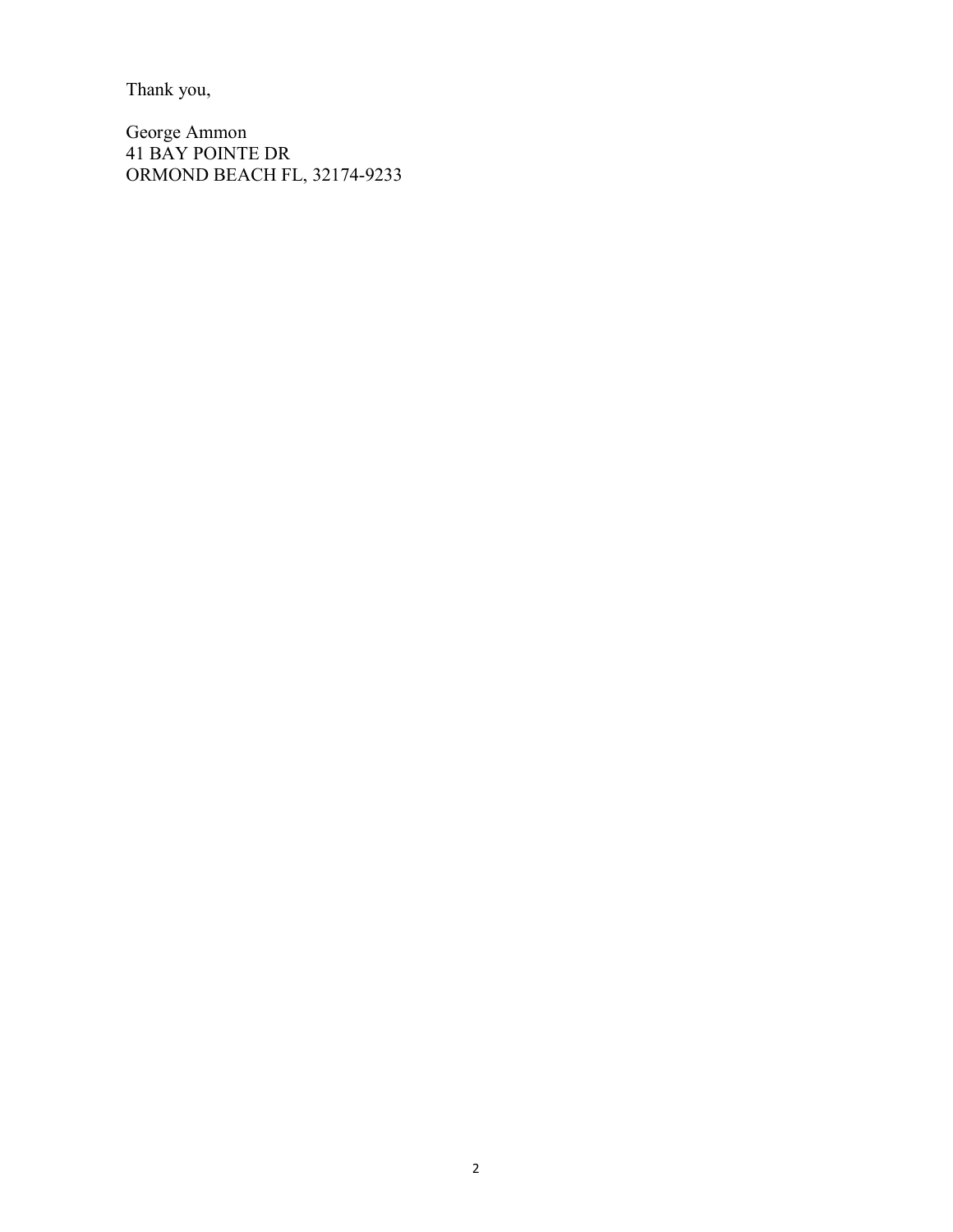Thank you,

George Ammon
41 BAY POINTE DR
ORMOND BEACH FL, 32174-9233